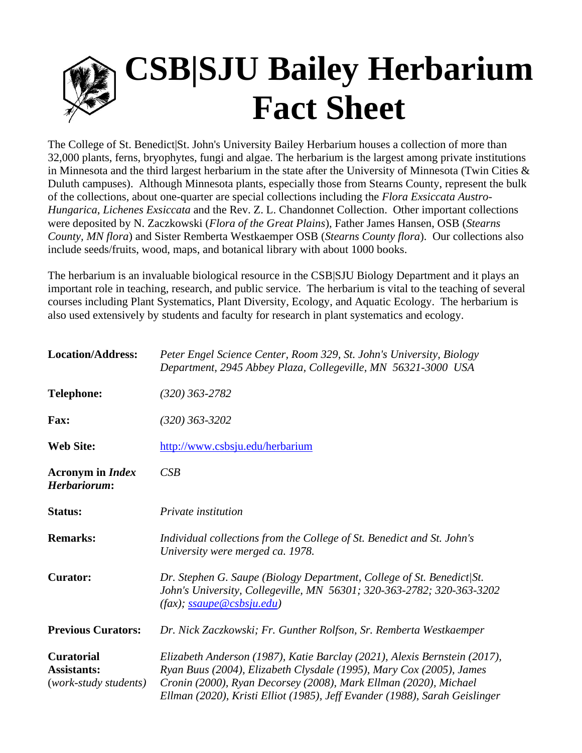# CSB|SJU Bailey Herbarium Fact Sheet

The College of St. Benedict|St. John's University Bailey Herbarium houses a collection of more than 32,000 plants, ferns, bryophytes, fungi and algae. The herbarium is the largest among private institutions in Minnesota and the third largest herbarium in the state after the University of Minnesota (Twin Cities & Duluth campuses). Although Minnesota plants, especially those from Stearns County, represent the bulk of the collections, about one-quarter are special collections including the *Flora Exsiccata Austro-Hungarica*, *Lichenes Exsiccata* and the Rev. Z. L. Chandonnet Collection. Other important collections were deposited by N. Zaczkowski (*Flora of the Great Plains*), Father James Hansen, OSB (*Stearns County, MN flora*) and Sister Remberta Westkaemper OSB (*Stearns County flora*). Our collections also include seeds/fruits, wood, maps, and botanical library with about 1000 books.

The herbarium is an invaluable biological resource in the CSB|SJU Biology Department and it plays an important role in teaching, research, and public service. The herbarium is vital to the teaching of several courses including Plant Systematics, Plant Diversity, Ecology, and Aquatic Ecology. The herbarium is also used extensively by students and faculty for research in plant systematics and ecology.

| | |
|---|---|
| **Location/Address:** | *Peter Engel Science Center, Room 329, St. John's University, Biology Department, 2945 Abbey Plaza, Collegeville, MN 56321-3000 USA* |
| **Telephone:** | *(320) 363-2782* |
| **Fax:** | *(320) 363-3202* |
| **Web Site:** | http://www.csbsju.edu/herbarium |
| **Acronym in *Index Herbariorum*:** | *CSB* |
| **Status:** | *Private institution* |
| **Remarks:** | *Individual collections from the College of St. Benedict and St. John's University were merged ca. 1978.* |
| **Curator:** | *Dr. Stephen G. Saupe (Biology Department, College of St. Benedict\|St. John's University, Collegeville, MN 56301; 320-363-2782; 320-363-3202 (fax); ssaupe@csbsju.edu)* |
| **Previous Curators:** | *Dr. Nick Zaczkowski; Fr. Gunther Rolfson, Sr. Remberta Westkaemper* |
| **Curatorial Assistants:** (*work-study students*) | *Elizabeth Anderson (1987), Katie Barclay (2021), Alexis Bernstein (2017), Ryan Buus (2004), Elizabeth Clysdale (1995), Mary Cox (2005), James Cronin (2000), Ryan Decorsey (2008), Mark Ellman (2020), Michael Ellman (2020), Kristi Elliot (1985), Jeff Evander (1988), Sarah Geislinger* |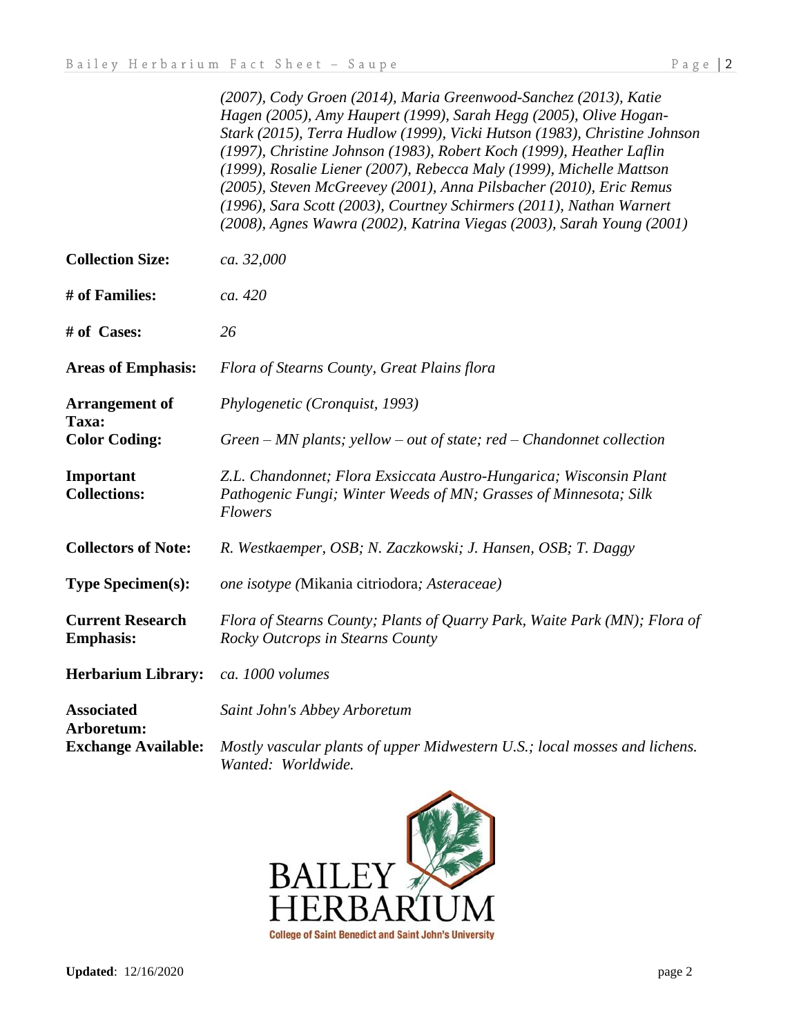*(2007), Cody Groen (2014), Maria Greenwood-Sanchez (2013), Katie Hagen (2005), Amy Haupert (1999), Sarah Hegg (2005), Olive Hogan-Stark (2015), Terra Hudlow (1999), Vicki Hutson (1983), Christine Johnson (1997), Christine Johnson (1983), Robert Koch (1999), Heather Laflin (1999), Rosalie Liener (2007), Rebecca Maly (1999), Michelle Mattson (2005), Steven McGreevey (2001), Anna Pilsbacher (2010), Eric Remus (1996), Sara Scott (2003), Courtney Schirmers (2011), Nathan Warnert (2008), Agnes Wawra (2002), Katrina Viegas (2003), Sarah Young (2001)*

| | |
|---|---|
| **Collection Size:** | *ca. 32,000* |
| **# of Families:** | *ca. 420* |
| **# of Cases:** | *26* |
| **Areas of Emphasis:** | *Flora of Stearns County, Great Plains flora* |
| **Arrangement of Taxa:** | *Phylogenetic (Cronquist, 1993)* |
| **Color Coding:** | *Green – MN plants; yellow – out of state; red – Chandonnet collection* |
| **Important Collections:** | *Z.L. Chandonnet; Flora Exsiccata Austro-Hungarica; Wisconsin Plant Pathogenic Fungi; Winter Weeds of MN; Grasses of Minnesota; Silk Flowers* |
| **Collectors of Note:** | *R. Westkaemper, OSB; N. Zaczkowski; J. Hansen, OSB; T. Daggy* |
| **Type Specimen(s):** | *one isotype (*Mikania citriodora*; Asteraceae)* |
| **Current Research Emphasis:** | *Flora of Stearns County; Plants of Quarry Park, Waite Park (MN); Flora of Rocky Outcrops in Stearns County* |
| **Herbarium Library:** | *ca. 1000 volumes* |
| **Associated Arboretum:** | *Saint John's Abbey Arboretum* |
| **Exchange Available:** | *Mostly vascular plants of upper Midwestern U.S.; local mosses and lichens. Wanted: Worldwide.* |

BAILEY HERBARIUM
College of Saint Benedict and Saint John's University

**Updated**: 12/16/2020